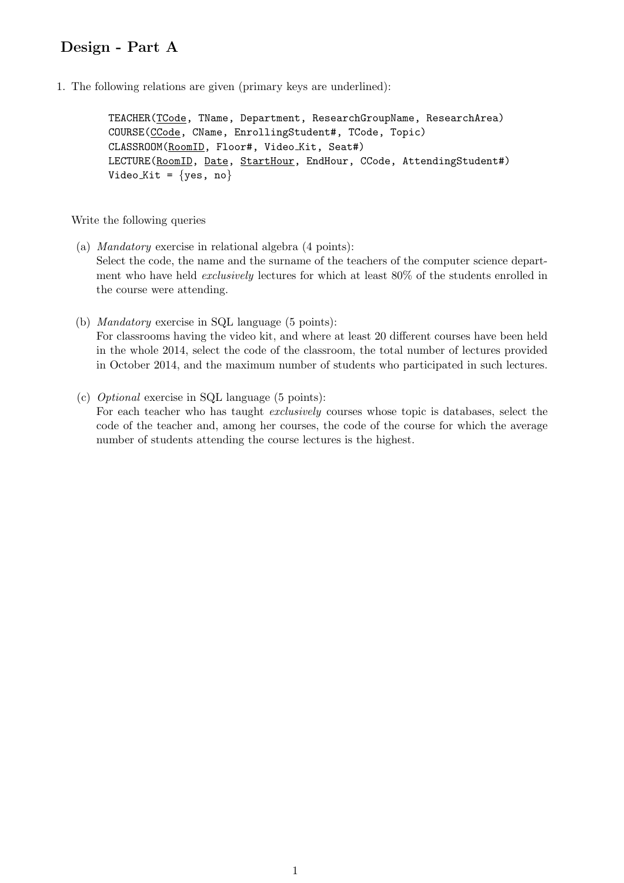## Design - Part A

1. The following relations are given (primary keys are underlined):

```
TEACHER(TCode, TName, Department, ResearchGroupName, ResearchArea)
COURSE(CCode, CName, EnrollingStudent#, TCode, Topic)
CLASSROOM(RoomID, Floor#, Video_Kit, Seat#)
LECTURE(RoomID, Date, StartHour, EndHour, CCode, AttendingStudent#)
Video_Kit = {yes, no}
```

Primary keys (underlined): TEACHER: TCode; COURSE: CCode; CLASSROOM: RoomID; LECTURE: RoomID, Date, StartHour.

Write the following queries

(a) *Mandatory* exercise in relational algebra (4 points):
Select the code, the name and the surname of the teachers of the computer science department who have held *exclusively* lectures for which at least 80% of the students enrolled in the course were attending.

(b) *Mandatory* exercise in SQL language (5 points):
For classrooms having the video kit, and where at least 20 different courses have been held in the whole 2014, select the code of the classroom, the total number of lectures provided in October 2014, and the maximum number of students who participated in such lectures.

(c) *Optional* exercise in SQL language (5 points):
For each teacher who has taught *exclusively* courses whose topic is databases, select the code of the teacher and, among her courses, the code of the course for which the average number of students attending the course lectures is the highest.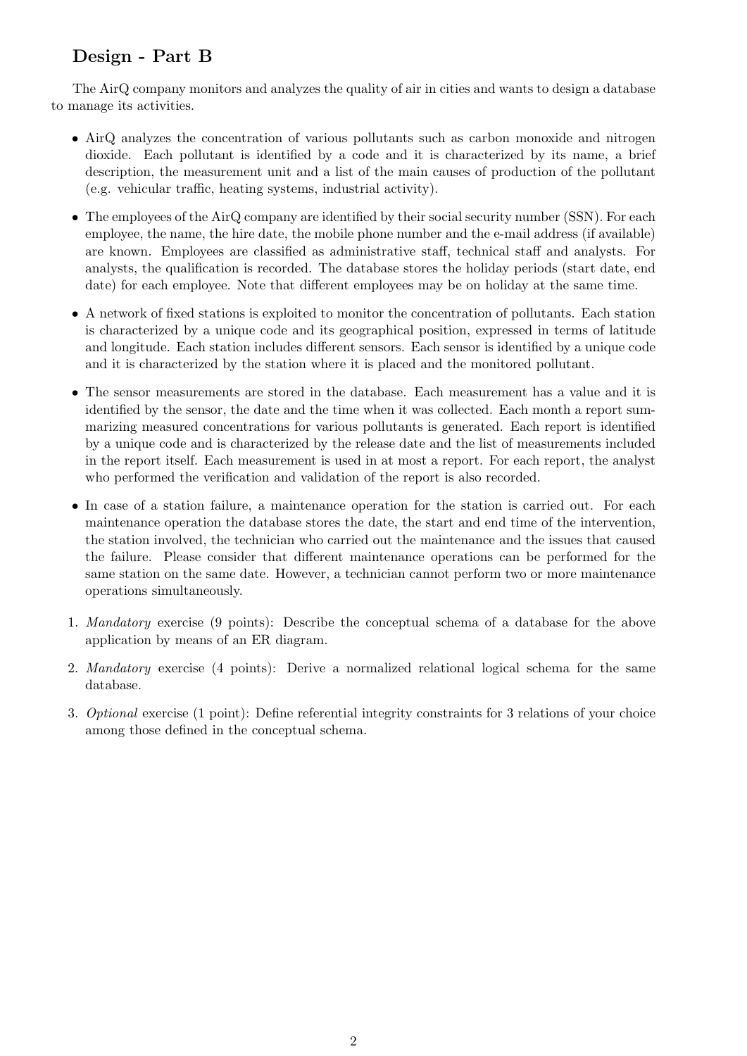## Design - Part B

The AirQ company monitors and analyzes the quality of air in cities and wants to design a database to manage its activities.

- AirQ analyzes the concentration of various pollutants such as carbon monoxide and nitrogen dioxide. Each pollutant is identified by a code and it is characterized by its name, a brief description, the measurement unit and a list of the main causes of production of the pollutant (e.g. vehicular traffic, heating systems, industrial activity).
- The employees of the AirQ company are identified by their social security number (SSN). For each employee, the name, the hire date, the mobile phone number and the e-mail address (if available) are known. Employees are classified as administrative staff, technical staff and analysts. For analysts, the qualification is recorded. The database stores the holiday periods (start date, end date) for each employee. Note that different employees may be on holiday at the same time.
- A network of fixed stations is exploited to monitor the concentration of pollutants. Each station is characterized by a unique code and its geographical position, expressed in terms of latitude and longitude. Each station includes different sensors. Each sensor is identified by a unique code and it is characterized by the station where it is placed and the monitored pollutant.
- The sensor measurements are stored in the database. Each measurement has a value and it is identified by the sensor, the date and the time when it was collected. Each month a report summarizing measured concentrations for various pollutants is generated. Each report is identified by a unique code and is characterized by the release date and the list of measurements included in the report itself. Each measurement is used in at most a report. For each report, the analyst who performed the verification and validation of the report is also recorded.
- In case of a station failure, a maintenance operation for the station is carried out. For each maintenance operation the database stores the date, the start and end time of the intervention, the station involved, the technician who carried out the maintenance and the issues that caused the failure. Please consider that different maintenance operations can be performed for the same station on the same date. However, a technician cannot perform two or more maintenance operations simultaneously.

1. *Mandatory* exercise (9 points): Describe the conceptual schema of a database for the above application by means of an ER diagram.
2. *Mandatory* exercise (4 points): Derive a normalized relational logical schema for the same database.
3. *Optional* exercise (1 point): Define referential integrity constraints for 3 relations of your choice among those defined in the conceptual schema.